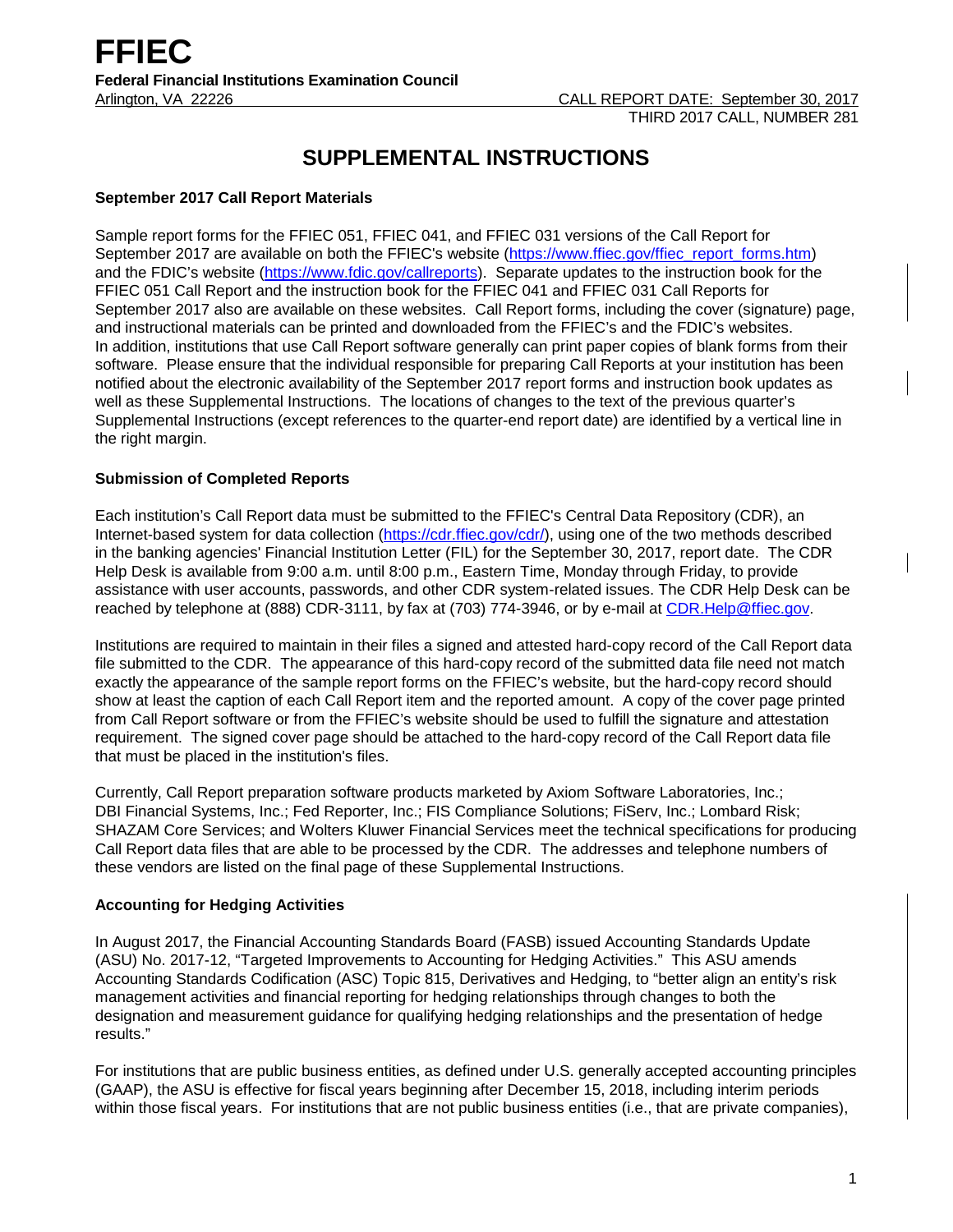# FFIEC

**Federal Financial Institutions Examination Council**

Arlington, VA 22226

CALL REPORT DATE: September 30, 2017

THIRD 2017 CALL, NUMBER 281

## SUPPLEMENTAL INSTRUCTIONS

### September 2017 Call Report Materials

Sample report forms for the FFIEC 051, FFIEC 041, and FFIEC 031 versions of the Call Report for September 2017 are available on both the FFIEC's website (https://www.ffiec.gov/ffiec_report_forms.htm) and the FDIC's website (https://www.fdic.gov/callreports). Separate updates to the instruction book for the FFIEC 051 Call Report and the instruction book for the FFIEC 041 and FFIEC 031 Call Reports for September 2017 also are available on these websites. Call Report forms, including the cover (signature) page, and instructional materials can be printed and downloaded from the FFIEC's and the FDIC's websites. In addition, institutions that use Call Report software generally can print paper copies of blank forms from their software. Please ensure that the individual responsible for preparing Call Reports at your institution has been notified about the electronic availability of the September 2017 report forms and instruction book updates as well as these Supplemental Instructions. The locations of changes to the text of the previous quarter's Supplemental Instructions (except references to the quarter-end report date) are identified by a vertical line in the right margin.

### Submission of Completed Reports

Each institution's Call Report data must be submitted to the FFIEC's Central Data Repository (CDR), an Internet-based system for data collection (https://cdr.ffiec.gov/cdr/), using one of the two methods described in the banking agencies' Financial Institution Letter (FIL) for the September 30, 2017, report date. The CDR Help Desk is available from 9:00 a.m. until 8:00 p.m., Eastern Time, Monday through Friday, to provide assistance with user accounts, passwords, and other CDR system-related issues. The CDR Help Desk can be reached by telephone at (888) CDR-3111, by fax at (703) 774-3946, or by e-mail at CDR.Help@ffiec.gov.

Institutions are required to maintain in their files a signed and attested hard-copy record of the Call Report data file submitted to the CDR. The appearance of this hard-copy record of the submitted data file need not match exactly the appearance of the sample report forms on the FFIEC's website, but the hard-copy record should show at least the caption of each Call Report item and the reported amount. A copy of the cover page printed from Call Report software or from the FFIEC's website should be used to fulfill the signature and attestation requirement. The signed cover page should be attached to the hard-copy record of the Call Report data file that must be placed in the institution's files.

Currently, Call Report preparation software products marketed by Axiom Software Laboratories, Inc.; DBI Financial Systems, Inc.; Fed Reporter, Inc.; FIS Compliance Solutions; FiServ, Inc.; Lombard Risk; SHAZAM Core Services; and Wolters Kluwer Financial Services meet the technical specifications for producing Call Report data files that are able to be processed by the CDR. The addresses and telephone numbers of these vendors are listed on the final page of these Supplemental Instructions.

### Accounting for Hedging Activities

In August 2017, the Financial Accounting Standards Board (FASB) issued Accounting Standards Update (ASU) No. 2017-12, "Targeted Improvements to Accounting for Hedging Activities." This ASU amends Accounting Standards Codification (ASC) Topic 815, Derivatives and Hedging, to "better align an entity's risk management activities and financial reporting for hedging relationships through changes to both the designation and measurement guidance for qualifying hedging relationships and the presentation of hedge results."

For institutions that are public business entities, as defined under U.S. generally accepted accounting principles (GAAP), the ASU is effective for fiscal years beginning after December 15, 2018, including interim periods within those fiscal years. For institutions that are not public business entities (i.e., that are private companies),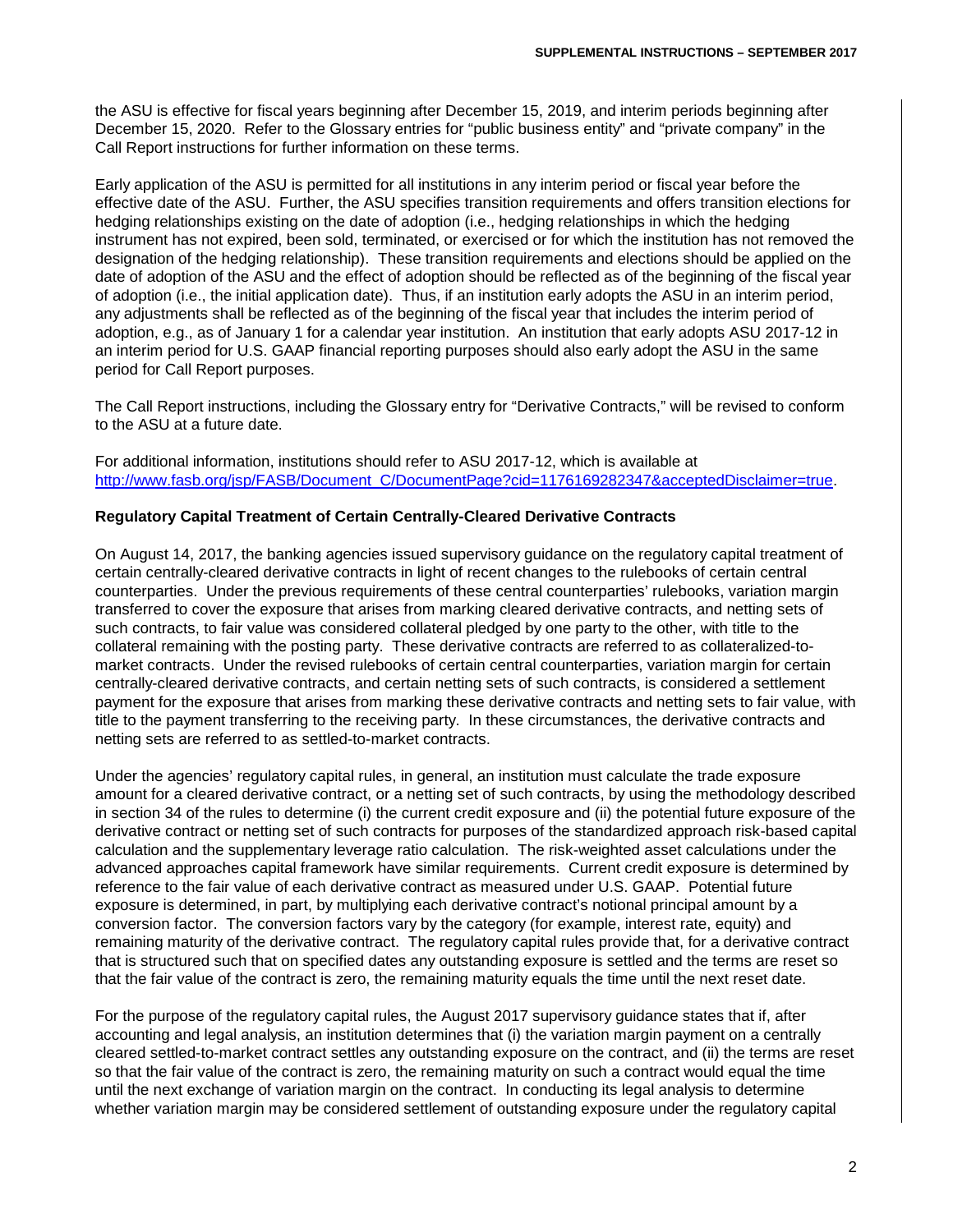the ASU is effective for fiscal years beginning after December 15, 2019, and interim periods beginning after December 15, 2020. Refer to the Glossary entries for "public business entity" and "private company" in the Call Report instructions for further information on these terms.

Early application of the ASU is permitted for all institutions in any interim period or fiscal year before the effective date of the ASU. Further, the ASU specifies transition requirements and offers transition elections for hedging relationships existing on the date of adoption (i.e., hedging relationships in which the hedging instrument has not expired, been sold, terminated, or exercised or for which the institution has not removed the designation of the hedging relationship). These transition requirements and elections should be applied on the date of adoption of the ASU and the effect of adoption should be reflected as of the beginning of the fiscal year of adoption (i.e., the initial application date). Thus, if an institution early adopts the ASU in an interim period, any adjustments shall be reflected as of the beginning of the fiscal year that includes the interim period of adoption, e.g., as of January 1 for a calendar year institution. An institution that early adopts ASU 2017-12 in an interim period for U.S. GAAP financial reporting purposes should also early adopt the ASU in the same period for Call Report purposes.

The Call Report instructions, including the Glossary entry for "Derivative Contracts," will be revised to conform to the ASU at a future date.

For additional information, institutions should refer to ASU 2017-12, which is available at [http://www.fasb.org/jsp/FASB/Document_C/DocumentPage?cid=1176169282347&acceptedDisclaimer=true](http://www.fasb.org/jsp/FASB/Document_C/DocumentPage?cid=1176169282347&acceptedDisclaimer=true).

**Regulatory Capital Treatment of Certain Centrally-Cleared Derivative Contracts**

On August 14, 2017, the banking agencies issued supervisory guidance on the regulatory capital treatment of certain centrally-cleared derivative contracts in light of recent changes to the rulebooks of certain central counterparties. Under the previous requirements of these central counterparties' rulebooks, variation margin transferred to cover the exposure that arises from marking cleared derivative contracts, and netting sets of such contracts, to fair value was considered collateral pledged by one party to the other, with title to the collateral remaining with the posting party. These derivative contracts are referred to as collateralized-to-market contracts. Under the revised rulebooks of certain central counterparties, variation margin for certain centrally-cleared derivative contracts, and certain netting sets of such contracts, is considered a settlement payment for the exposure that arises from marking these derivative contracts and netting sets to fair value, with title to the payment transferring to the receiving party. In these circumstances, the derivative contracts and netting sets are referred to as settled-to-market contracts.

Under the agencies' regulatory capital rules, in general, an institution must calculate the trade exposure amount for a cleared derivative contract, or a netting set of such contracts, by using the methodology described in section 34 of the rules to determine (i) the current credit exposure and (ii) the potential future exposure of the derivative contract or netting set of such contracts for purposes of the standardized approach risk-based capital calculation and the supplementary leverage ratio calculation. The risk-weighted asset calculations under the advanced approaches capital framework have similar requirements. Current credit exposure is determined by reference to the fair value of each derivative contract as measured under U.S. GAAP. Potential future exposure is determined, in part, by multiplying each derivative contract's notional principal amount by a conversion factor. The conversion factors vary by the category (for example, interest rate, equity) and remaining maturity of the derivative contract. The regulatory capital rules provide that, for a derivative contract that is structured such that on specified dates any outstanding exposure is settled and the terms are reset so that the fair value of the contract is zero, the remaining maturity equals the time until the next reset date.

For the purpose of the regulatory capital rules, the August 2017 supervisory guidance states that if, after accounting and legal analysis, an institution determines that (i) the variation margin payment on a centrally cleared settled-to-market contract settles any outstanding exposure on the contract, and (ii) the terms are reset so that the fair value of the contract is zero, the remaining maturity on such a contract would equal the time until the next exchange of variation margin on the contract. In conducting its legal analysis to determine whether variation margin may be considered settlement of outstanding exposure under the regulatory capital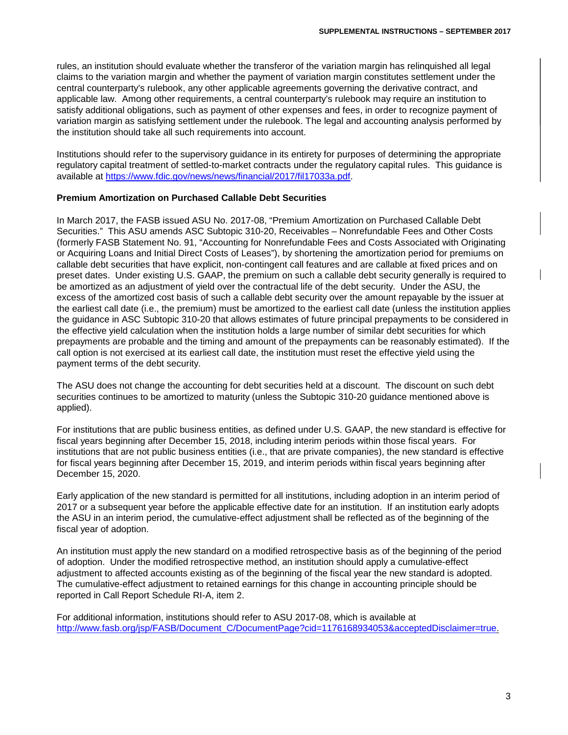rules, an institution should evaluate whether the transferor of the variation margin has relinquished all legal claims to the variation margin and whether the payment of variation margin constitutes settlement under the central counterparty's rulebook, any other applicable agreements governing the derivative contract, and applicable law. Among other requirements, a central counterparty's rulebook may require an institution to satisfy additional obligations, such as payment of other expenses and fees, in order to recognize payment of variation margin as satisfying settlement under the rulebook. The legal and accounting analysis performed by the institution should take all such requirements into account.

Institutions should refer to the supervisory guidance in its entirety for purposes of determining the appropriate regulatory capital treatment of settled-to-market contracts under the regulatory capital rules. This guidance is available at https://www.fdic.gov/news/news/financial/2017/fil17033a.pdf.

**Premium Amortization on Purchased Callable Debt Securities**

In March 2017, the FASB issued ASU No. 2017-08, "Premium Amortization on Purchased Callable Debt Securities." This ASU amends ASC Subtopic 310-20, Receivables – Nonrefundable Fees and Other Costs (formerly FASB Statement No. 91, "Accounting for Nonrefundable Fees and Costs Associated with Originating or Acquiring Loans and Initial Direct Costs of Leases"), by shortening the amortization period for premiums on callable debt securities that have explicit, non-contingent call features and are callable at fixed prices and on preset dates. Under existing U.S. GAAP, the premium on such a callable debt security generally is required to be amortized as an adjustment of yield over the contractual life of the debt security. Under the ASU, the excess of the amortized cost basis of such a callable debt security over the amount repayable by the issuer at the earliest call date (i.e., the premium) must be amortized to the earliest call date (unless the institution applies the guidance in ASC Subtopic 310-20 that allows estimates of future principal prepayments to be considered in the effective yield calculation when the institution holds a large number of similar debt securities for which prepayments are probable and the timing and amount of the prepayments can be reasonably estimated). If the call option is not exercised at its earliest call date, the institution must reset the effective yield using the payment terms of the debt security.

The ASU does not change the accounting for debt securities held at a discount. The discount on such debt securities continues to be amortized to maturity (unless the Subtopic 310-20 guidance mentioned above is applied).

For institutions that are public business entities, as defined under U.S. GAAP, the new standard is effective for fiscal years beginning after December 15, 2018, including interim periods within those fiscal years. For institutions that are not public business entities (i.e., that are private companies), the new standard is effective for fiscal years beginning after December 15, 2019, and interim periods within fiscal years beginning after December 15, 2020.

Early application of the new standard is permitted for all institutions, including adoption in an interim period of 2017 or a subsequent year before the applicable effective date for an institution. If an institution early adopts the ASU in an interim period, the cumulative-effect adjustment shall be reflected as of the beginning of the fiscal year of adoption.

An institution must apply the new standard on a modified retrospective basis as of the beginning of the period of adoption. Under the modified retrospective method, an institution should apply a cumulative-effect adjustment to affected accounts existing as of the beginning of the fiscal year the new standard is adopted. The cumulative-effect adjustment to retained earnings for this change in accounting principle should be reported in Call Report Schedule RI-A, item 2.

For additional information, institutions should refer to ASU 2017-08, which is available at http://www.fasb.org/jsp/FASB/Document_C/DocumentPage?cid=1176168934053&acceptedDisclaimer=true.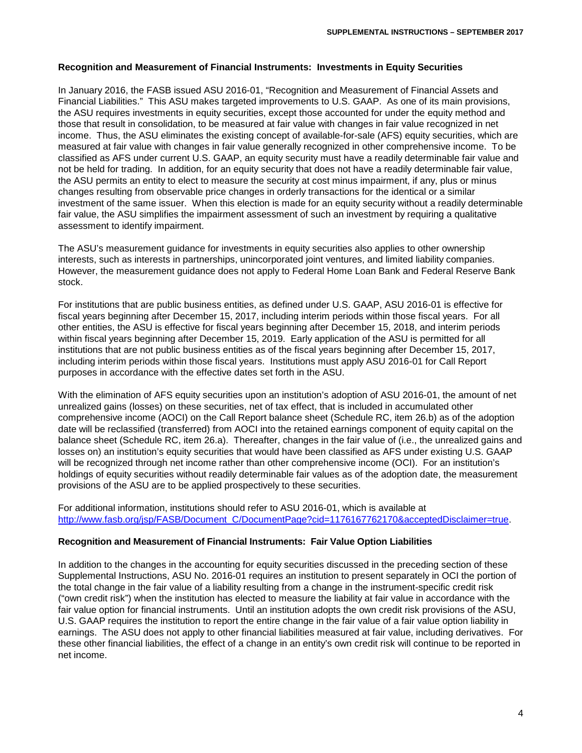### Recognition and Measurement of Financial Instruments: Investments in Equity Securities

In January 2016, the FASB issued ASU 2016-01, "Recognition and Measurement of Financial Assets and Financial Liabilities." This ASU makes targeted improvements to U.S. GAAP. As one of its main provisions, the ASU requires investments in equity securities, except those accounted for under the equity method and those that result in consolidation, to be measured at fair value with changes in fair value recognized in net income. Thus, the ASU eliminates the existing concept of available-for-sale (AFS) equity securities, which are measured at fair value with changes in fair value generally recognized in other comprehensive income. To be classified as AFS under current U.S. GAAP, an equity security must have a readily determinable fair value and not be held for trading. In addition, for an equity security that does not have a readily determinable fair value, the ASU permits an entity to elect to measure the security at cost minus impairment, if any, plus or minus changes resulting from observable price changes in orderly transactions for the identical or a similar investment of the same issuer. When this election is made for an equity security without a readily determinable fair value, the ASU simplifies the impairment assessment of such an investment by requiring a qualitative assessment to identify impairment.

The ASU's measurement guidance for investments in equity securities also applies to other ownership interests, such as interests in partnerships, unincorporated joint ventures, and limited liability companies. However, the measurement guidance does not apply to Federal Home Loan Bank and Federal Reserve Bank stock.

For institutions that are public business entities, as defined under U.S. GAAP, ASU 2016-01 is effective for fiscal years beginning after December 15, 2017, including interim periods within those fiscal years. For all other entities, the ASU is effective for fiscal years beginning after December 15, 2018, and interim periods within fiscal years beginning after December 15, 2019. Early application of the ASU is permitted for all institutions that are not public business entities as of the fiscal years beginning after December 15, 2017, including interim periods within those fiscal years. Institutions must apply ASU 2016-01 for Call Report purposes in accordance with the effective dates set forth in the ASU.

With the elimination of AFS equity securities upon an institution's adoption of ASU 2016-01, the amount of net unrealized gains (losses) on these securities, net of tax effect, that is included in accumulated other comprehensive income (AOCI) on the Call Report balance sheet (Schedule RC, item 26.b) as of the adoption date will be reclassified (transferred) from AOCI into the retained earnings component of equity capital on the balance sheet (Schedule RC, item 26.a). Thereafter, changes in the fair value of (i.e., the unrealized gains and losses on) an institution's equity securities that would have been classified as AFS under existing U.S. GAAP will be recognized through net income rather than other comprehensive income (OCI). For an institution's holdings of equity securities without readily determinable fair values as of the adoption date, the measurement provisions of the ASU are to be applied prospectively to these securities.

For additional information, institutions should refer to ASU 2016-01, which is available at [http://www.fasb.org/jsp/FASB/Document_C/DocumentPage?cid=1176167762170&acceptedDisclaimer=true](http://www.fasb.org/jsp/FASB/Document_C/DocumentPage?cid=1176167762170&acceptedDisclaimer=true).

### Recognition and Measurement of Financial Instruments: Fair Value Option Liabilities

In addition to the changes in the accounting for equity securities discussed in the preceding section of these Supplemental Instructions, ASU No. 2016-01 requires an institution to present separately in OCI the portion of the total change in the fair value of a liability resulting from a change in the instrument-specific credit risk ("own credit risk") when the institution has elected to measure the liability at fair value in accordance with the fair value option for financial instruments. Until an institution adopts the own credit risk provisions of the ASU, U.S. GAAP requires the institution to report the entire change in the fair value of a fair value option liability in earnings. The ASU does not apply to other financial liabilities measured at fair value, including derivatives. For these other financial liabilities, the effect of a change in an entity's own credit risk will continue to be reported in net income.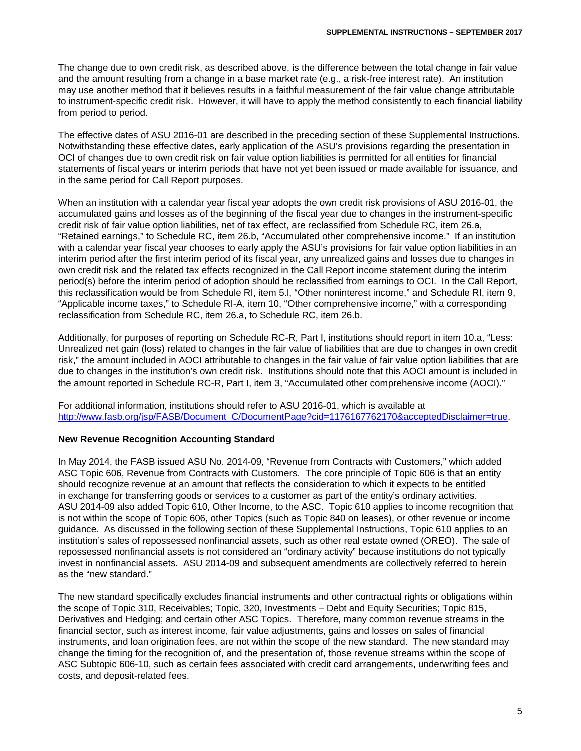The change due to own credit risk, as described above, is the difference between the total change in fair value and the amount resulting from a change in a base market rate (e.g., a risk-free interest rate). An institution may use another method that it believes results in a faithful measurement of the fair value change attributable to instrument-specific credit risk. However, it will have to apply the method consistently to each financial liability from period to period.

The effective dates of ASU 2016-01 are described in the preceding section of these Supplemental Instructions. Notwithstanding these effective dates, early application of the ASU's provisions regarding the presentation in OCI of changes due to own credit risk on fair value option liabilities is permitted for all entities for financial statements of fiscal years or interim periods that have not yet been issued or made available for issuance, and in the same period for Call Report purposes.

When an institution with a calendar year fiscal year adopts the own credit risk provisions of ASU 2016-01, the accumulated gains and losses as of the beginning of the fiscal year due to changes in the instrument-specific credit risk of fair value option liabilities, net of tax effect, are reclassified from Schedule RC, item 26.a, "Retained earnings," to Schedule RC, item 26.b, "Accumulated other comprehensive income." If an institution with a calendar year fiscal year chooses to early apply the ASU's provisions for fair value option liabilities in an interim period after the first interim period of its fiscal year, any unrealized gains and losses due to changes in own credit risk and the related tax effects recognized in the Call Report income statement during the interim period(s) before the interim period of adoption should be reclassified from earnings to OCI. In the Call Report, this reclassification would be from Schedule RI, item 5.l, "Other noninterest income," and Schedule RI, item 9, "Applicable income taxes," to Schedule RI-A, item 10, "Other comprehensive income," with a corresponding reclassification from Schedule RC, item 26.a, to Schedule RC, item 26.b.

Additionally, for purposes of reporting on Schedule RC-R, Part I, institutions should report in item 10.a, "Less: Unrealized net gain (loss) related to changes in the fair value of liabilities that are due to changes in own credit risk," the amount included in AOCI attributable to changes in the fair value of fair value option liabilities that are due to changes in the institution's own credit risk. Institutions should note that this AOCI amount is included in the amount reported in Schedule RC-R, Part I, item 3, "Accumulated other comprehensive income (AOCI)."

For additional information, institutions should refer to ASU 2016-01, which is available at http://www.fasb.org/jsp/FASB/Document_C/DocumentPage?cid=1176167762170&acceptedDisclaimer=true.

**New Revenue Recognition Accounting Standard**

In May 2014, the FASB issued ASU No. 2014-09, "Revenue from Contracts with Customers," which added ASC Topic 606, Revenue from Contracts with Customers. The core principle of Topic 606 is that an entity should recognize revenue at an amount that reflects the consideration to which it expects to be entitled in exchange for transferring goods or services to a customer as part of the entity's ordinary activities. ASU 2014-09 also added Topic 610, Other Income, to the ASC. Topic 610 applies to income recognition that is not within the scope of Topic 606, other Topics (such as Topic 840 on leases), or other revenue or income guidance. As discussed in the following section of these Supplemental Instructions, Topic 610 applies to an institution's sales of repossessed nonfinancial assets, such as other real estate owned (OREO). The sale of repossessed nonfinancial assets is not considered an "ordinary activity" because institutions do not typically invest in nonfinancial assets. ASU 2014-09 and subsequent amendments are collectively referred to herein as the "new standard."

The new standard specifically excludes financial instruments and other contractual rights or obligations within the scope of Topic 310, Receivables; Topic, 320, Investments – Debt and Equity Securities; Topic 815, Derivatives and Hedging; and certain other ASC Topics. Therefore, many common revenue streams in the financial sector, such as interest income, fair value adjustments, gains and losses on sales of financial instruments, and loan origination fees, are not within the scope of the new standard. The new standard may change the timing for the recognition of, and the presentation of, those revenue streams within the scope of ASC Subtopic 606-10, such as certain fees associated with credit card arrangements, underwriting fees and costs, and deposit-related fees.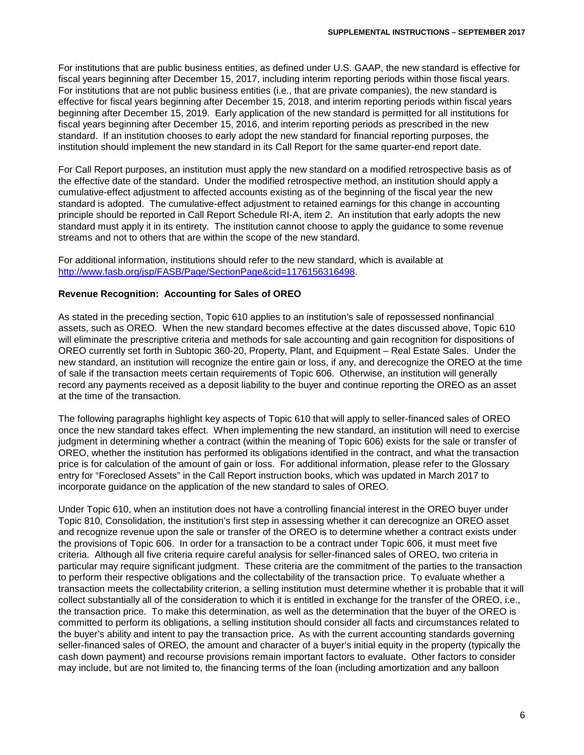For institutions that are public business entities, as defined under U.S. GAAP, the new standard is effective for fiscal years beginning after December 15, 2017, including interim reporting periods within those fiscal years. For institutions that are not public business entities (i.e., that are private companies), the new standard is effective for fiscal years beginning after December 15, 2018, and interim reporting periods within fiscal years beginning after December 15, 2019. Early application of the new standard is permitted for all institutions for fiscal years beginning after December 15, 2016, and interim reporting periods as prescribed in the new standard. If an institution chooses to early adopt the new standard for financial reporting purposes, the institution should implement the new standard in its Call Report for the same quarter-end report date.

For Call Report purposes, an institution must apply the new standard on a modified retrospective basis as of the effective date of the standard. Under the modified retrospective method, an institution should apply a cumulative-effect adjustment to affected accounts existing as of the beginning of the fiscal year the new standard is adopted. The cumulative-effect adjustment to retained earnings for this change in accounting principle should be reported in Call Report Schedule RI-A, item 2. An institution that early adopts the new standard must apply it in its entirety. The institution cannot choose to apply the guidance to some revenue streams and not to others that are within the scope of the new standard.

For additional information, institutions should refer to the new standard, which is available at http://www.fasb.org/jsp/FASB/Page/SectionPage&cid=1176156316498.

**Revenue Recognition: Accounting for Sales of OREO**

As stated in the preceding section, Topic 610 applies to an institution's sale of repossessed nonfinancial assets, such as OREO. When the new standard becomes effective at the dates discussed above, Topic 610 will eliminate the prescriptive criteria and methods for sale accounting and gain recognition for dispositions of OREO currently set forth in Subtopic 360-20, Property, Plant, and Equipment – Real Estate Sales. Under the new standard, an institution will recognize the entire gain or loss, if any, and derecognize the OREO at the time of sale if the transaction meets certain requirements of Topic 606. Otherwise, an institution will generally record any payments received as a deposit liability to the buyer and continue reporting the OREO as an asset at the time of the transaction.

The following paragraphs highlight key aspects of Topic 610 that will apply to seller-financed sales of OREO once the new standard takes effect. When implementing the new standard, an institution will need to exercise judgment in determining whether a contract (within the meaning of Topic 606) exists for the sale or transfer of OREO, whether the institution has performed its obligations identified in the contract, and what the transaction price is for calculation of the amount of gain or loss. For additional information, please refer to the Glossary entry for "Foreclosed Assets" in the Call Report instruction books, which was updated in March 2017 to incorporate guidance on the application of the new standard to sales of OREO.

Under Topic 610, when an institution does not have a controlling financial interest in the OREO buyer under Topic 810, Consolidation, the institution's first step in assessing whether it can derecognize an OREO asset and recognize revenue upon the sale or transfer of the OREO is to determine whether a contract exists under the provisions of Topic 606. In order for a transaction to be a contract under Topic 606, it must meet five criteria. Although all five criteria require careful analysis for seller-financed sales of OREO, two criteria in particular may require significant judgment. These criteria are the commitment of the parties to the transaction to perform their respective obligations and the collectability of the transaction price. To evaluate whether a transaction meets the collectability criterion, a selling institution must determine whether it is probable that it will collect substantially all of the consideration to which it is entitled in exchange for the transfer of the OREO, i.e., the transaction price. To make this determination, as well as the determination that the buyer of the OREO is committed to perform its obligations, a selling institution should consider all facts and circumstances related to the buyer's ability and intent to pay the transaction price. As with the current accounting standards governing seller-financed sales of OREO, the amount and character of a buyer's initial equity in the property (typically the cash down payment) and recourse provisions remain important factors to evaluate. Other factors to consider may include, but are not limited to, the financing terms of the loan (including amortization and any balloon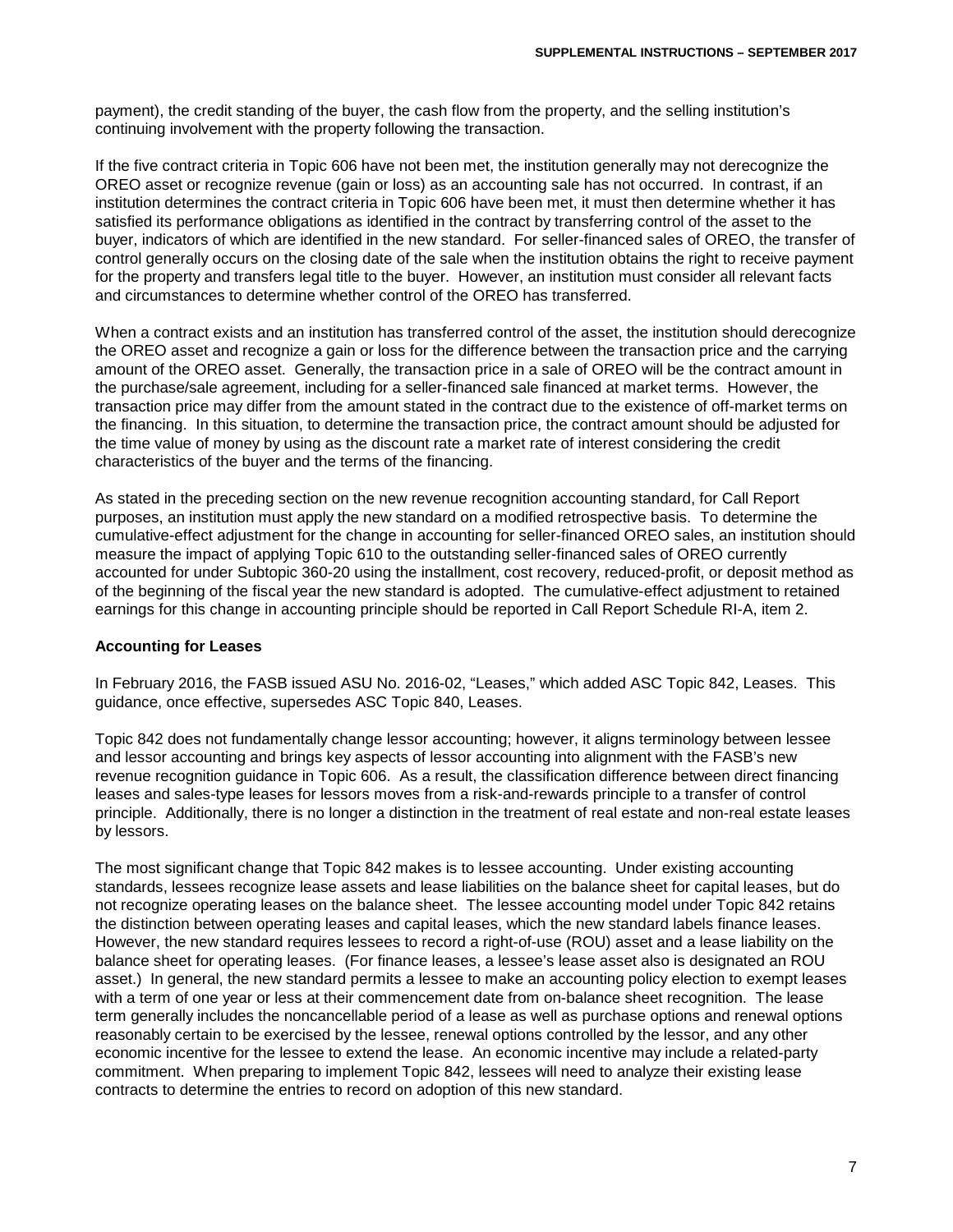payment), the credit standing of the buyer, the cash flow from the property, and the selling institution's continuing involvement with the property following the transaction.

If the five contract criteria in Topic 606 have not been met, the institution generally may not derecognize the OREO asset or recognize revenue (gain or loss) as an accounting sale has not occurred. In contrast, if an institution determines the contract criteria in Topic 606 have been met, it must then determine whether it has satisfied its performance obligations as identified in the contract by transferring control of the asset to the buyer, indicators of which are identified in the new standard. For seller-financed sales of OREO, the transfer of control generally occurs on the closing date of the sale when the institution obtains the right to receive payment for the property and transfers legal title to the buyer. However, an institution must consider all relevant facts and circumstances to determine whether control of the OREO has transferred.

When a contract exists and an institution has transferred control of the asset, the institution should derecognize the OREO asset and recognize a gain or loss for the difference between the transaction price and the carrying amount of the OREO asset. Generally, the transaction price in a sale of OREO will be the contract amount in the purchase/sale agreement, including for a seller-financed sale financed at market terms. However, the transaction price may differ from the amount stated in the contract due to the existence of off-market terms on the financing. In this situation, to determine the transaction price, the contract amount should be adjusted for the time value of money by using as the discount rate a market rate of interest considering the credit characteristics of the buyer and the terms of the financing.

As stated in the preceding section on the new revenue recognition accounting standard, for Call Report purposes, an institution must apply the new standard on a modified retrospective basis. To determine the cumulative-effect adjustment for the change in accounting for seller-financed OREO sales, an institution should measure the impact of applying Topic 610 to the outstanding seller-financed sales of OREO currently accounted for under Subtopic 360-20 using the installment, cost recovery, reduced-profit, or deposit method as of the beginning of the fiscal year the new standard is adopted. The cumulative-effect adjustment to retained earnings for this change in accounting principle should be reported in Call Report Schedule RI-A, item 2.

**Accounting for Leases**

In February 2016, the FASB issued ASU No. 2016-02, "Leases," which added ASC Topic 842, Leases. This guidance, once effective, supersedes ASC Topic 840, Leases.

Topic 842 does not fundamentally change lessor accounting; however, it aligns terminology between lessee and lessor accounting and brings key aspects of lessor accounting into alignment with the FASB's new revenue recognition guidance in Topic 606. As a result, the classification difference between direct financing leases and sales-type leases for lessors moves from a risk-and-rewards principle to a transfer of control principle. Additionally, there is no longer a distinction in the treatment of real estate and non-real estate leases by lessors.

The most significant change that Topic 842 makes is to lessee accounting. Under existing accounting standards, lessees recognize lease assets and lease liabilities on the balance sheet for capital leases, but do not recognize operating leases on the balance sheet. The lessee accounting model under Topic 842 retains the distinction between operating leases and capital leases, which the new standard labels finance leases. However, the new standard requires lessees to record a right-of-use (ROU) asset and a lease liability on the balance sheet for operating leases. (For finance leases, a lessee's lease asset also is designated an ROU asset.) In general, the new standard permits a lessee to make an accounting policy election to exempt leases with a term of one year or less at their commencement date from on-balance sheet recognition. The lease term generally includes the noncancellable period of a lease as well as purchase options and renewal options reasonably certain to be exercised by the lessee, renewal options controlled by the lessor, and any other economic incentive for the lessee to extend the lease. An economic incentive may include a related-party commitment. When preparing to implement Topic 842, lessees will need to analyze their existing lease contracts to determine the entries to record on adoption of this new standard.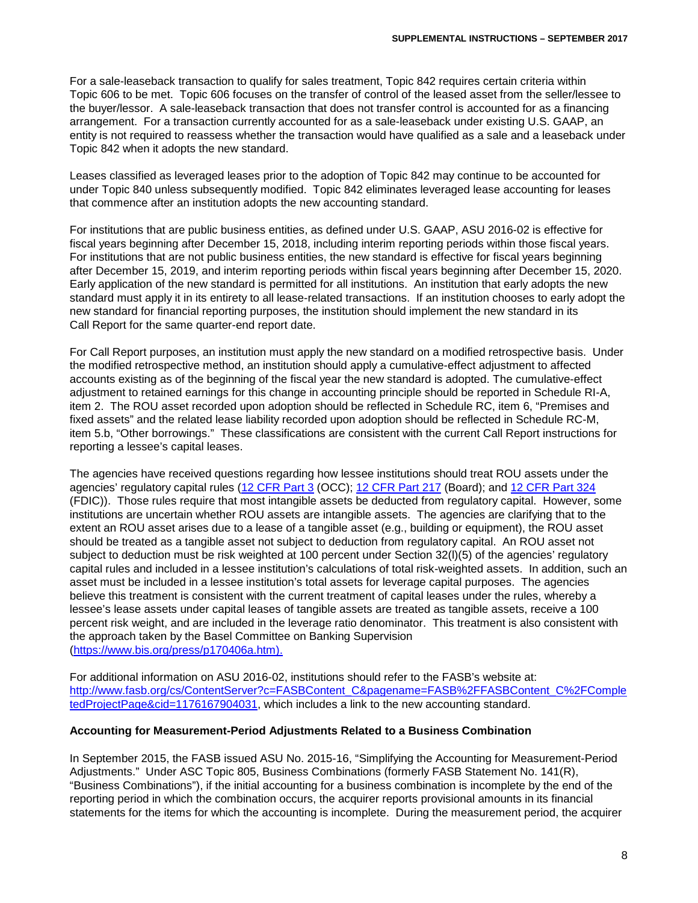For a sale-leaseback transaction to qualify for sales treatment, Topic 842 requires certain criteria within Topic 606 to be met. Topic 606 focuses on the transfer of control of the leased asset from the seller/lessee to the buyer/lessor. A sale-leaseback transaction that does not transfer control is accounted for as a financing arrangement. For a transaction currently accounted for as a sale-leaseback under existing U.S. GAAP, an entity is not required to reassess whether the transaction would have qualified as a sale and a leaseback under Topic 842 when it adopts the new standard.

Leases classified as leveraged leases prior to the adoption of Topic 842 may continue to be accounted for under Topic 840 unless subsequently modified. Topic 842 eliminates leveraged lease accounting for leases that commence after an institution adopts the new accounting standard.

For institutions that are public business entities, as defined under U.S. GAAP, ASU 2016-02 is effective for fiscal years beginning after December 15, 2018, including interim reporting periods within those fiscal years. For institutions that are not public business entities, the new standard is effective for fiscal years beginning after December 15, 2019, and interim reporting periods within fiscal years beginning after December 15, 2020. Early application of the new standard is permitted for all institutions. An institution that early adopts the new standard must apply it in its entirety to all lease-related transactions. If an institution chooses to early adopt the new standard for financial reporting purposes, the institution should implement the new standard in its Call Report for the same quarter-end report date.

For Call Report purposes, an institution must apply the new standard on a modified retrospective basis. Under the modified retrospective method, an institution should apply a cumulative-effect adjustment to affected accounts existing as of the beginning of the fiscal year the new standard is adopted. The cumulative-effect adjustment to retained earnings for this change in accounting principle should be reported in Schedule RI-A, item 2. The ROU asset recorded upon adoption should be reflected in Schedule RC, item 6, "Premises and fixed assets" and the related lease liability recorded upon adoption should be reflected in Schedule RC-M, item 5.b, "Other borrowings." These classifications are consistent with the current Call Report instructions for reporting a lessee's capital leases.

The agencies have received questions regarding how lessee institutions should treat ROU assets under the agencies' regulatory capital rules (12 CFR Part 3 (OCC); 12 CFR Part 217 (Board); and 12 CFR Part 324 (FDIC)). Those rules require that most intangible assets be deducted from regulatory capital. However, some institutions are uncertain whether ROU assets are intangible assets. The agencies are clarifying that to the extent an ROU asset arises due to a lease of a tangible asset (e.g., building or equipment), the ROU asset should be treated as a tangible asset not subject to deduction from regulatory capital. An ROU asset not subject to deduction must be risk weighted at 100 percent under Section 32(l)(5) of the agencies' regulatory capital rules and included in a lessee institution's calculations of total risk-weighted assets. In addition, such an asset must be included in a lessee institution's total assets for leverage capital purposes. The agencies believe this treatment is consistent with the current treatment of capital leases under the rules, whereby a lessee's lease assets under capital leases of tangible assets are treated as tangible assets, receive a 100 percent risk weight, and are included in the leverage ratio denominator. This treatment is also consistent with the approach taken by the Basel Committee on Banking Supervision (https://www.bis.org/press/p170406a.htm).

For additional information on ASU 2016-02, institutions should refer to the FASB's website at: http://www.fasb.org/cs/ContentServer?c=FASBContent_C&pagename=FASB%2FFASBContent_C%2FCompletedProjectPage&cid=1176167904031, which includes a link to the new accounting standard.

**Accounting for Measurement-Period Adjustments Related to a Business Combination**

In September 2015, the FASB issued ASU No. 2015-16, "Simplifying the Accounting for Measurement-Period Adjustments." Under ASC Topic 805, Business Combinations (formerly FASB Statement No. 141(R), "Business Combinations"), if the initial accounting for a business combination is incomplete by the end of the reporting period in which the combination occurs, the acquirer reports provisional amounts in its financial statements for the items for which the accounting is incomplete. During the measurement period, the acquirer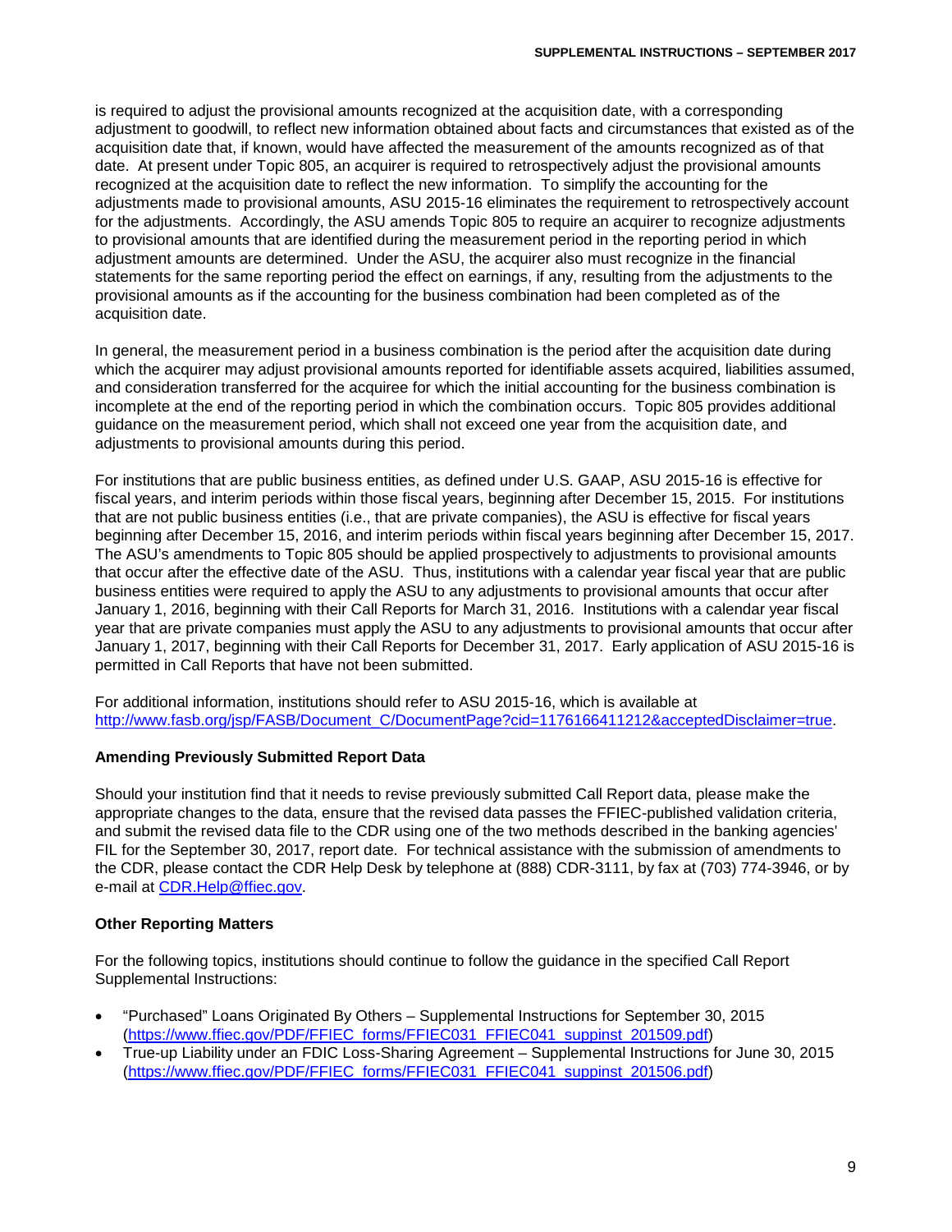is required to adjust the provisional amounts recognized at the acquisition date, with a corresponding adjustment to goodwill, to reflect new information obtained about facts and circumstances that existed as of the acquisition date that, if known, would have affected the measurement of the amounts recognized as of that date. At present under Topic 805, an acquirer is required to retrospectively adjust the provisional amounts recognized at the acquisition date to reflect the new information. To simplify the accounting for the adjustments made to provisional amounts, ASU 2015-16 eliminates the requirement to retrospectively account for the adjustments. Accordingly, the ASU amends Topic 805 to require an acquirer to recognize adjustments to provisional amounts that are identified during the measurement period in the reporting period in which adjustment amounts are determined. Under the ASU, the acquirer also must recognize in the financial statements for the same reporting period the effect on earnings, if any, resulting from the adjustments to the provisional amounts as if the accounting for the business combination had been completed as of the acquisition date.

In general, the measurement period in a business combination is the period after the acquisition date during which the acquirer may adjust provisional amounts reported for identifiable assets acquired, liabilities assumed, and consideration transferred for the acquiree for which the initial accounting for the business combination is incomplete at the end of the reporting period in which the combination occurs. Topic 805 provides additional guidance on the measurement period, which shall not exceed one year from the acquisition date, and adjustments to provisional amounts during this period.

For institutions that are public business entities, as defined under U.S. GAAP, ASU 2015-16 is effective for fiscal years, and interim periods within those fiscal years, beginning after December 15, 2015. For institutions that are not public business entities (i.e., that are private companies), the ASU is effective for fiscal years beginning after December 15, 2016, and interim periods within fiscal years beginning after December 15, 2017. The ASU's amendments to Topic 805 should be applied prospectively to adjustments to provisional amounts that occur after the effective date of the ASU. Thus, institutions with a calendar year fiscal year that are public business entities were required to apply the ASU to any adjustments to provisional amounts that occur after January 1, 2016, beginning with their Call Reports for March 31, 2016. Institutions with a calendar year fiscal year that are private companies must apply the ASU to any adjustments to provisional amounts that occur after January 1, 2017, beginning with their Call Reports for December 31, 2017. Early application of ASU 2015-16 is permitted in Call Reports that have not been submitted.

For additional information, institutions should refer to ASU 2015-16, which is available at http://www.fasb.org/jsp/FASB/Document_C/DocumentPage?cid=1176166411212&acceptedDisclaimer=true.

**Amending Previously Submitted Report Data**

Should your institution find that it needs to revise previously submitted Call Report data, please make the appropriate changes to the data, ensure that the revised data passes the FFIEC-published validation criteria, and submit the revised data file to the CDR using one of the two methods described in the banking agencies' FIL for the September 30, 2017, report date. For technical assistance with the submission of amendments to the CDR, please contact the CDR Help Desk by telephone at (888) CDR-3111, by fax at (703) 774-3946, or by e-mail at CDR.Help@ffiec.gov.

**Other Reporting Matters**

For the following topics, institutions should continue to follow the guidance in the specified Call Report Supplemental Instructions:

- "Purchased" Loans Originated By Others – Supplemental Instructions for September 30, 2015 (https://www.ffiec.gov/PDF/FFIEC_forms/FFIEC031_FFIEC041_suppinst_201509.pdf)
- True-up Liability under an FDIC Loss-Sharing Agreement – Supplemental Instructions for June 30, 2015 (https://www.ffiec.gov/PDF/FFIEC_forms/FFIEC031_FFIEC041_suppinst_201506.pdf)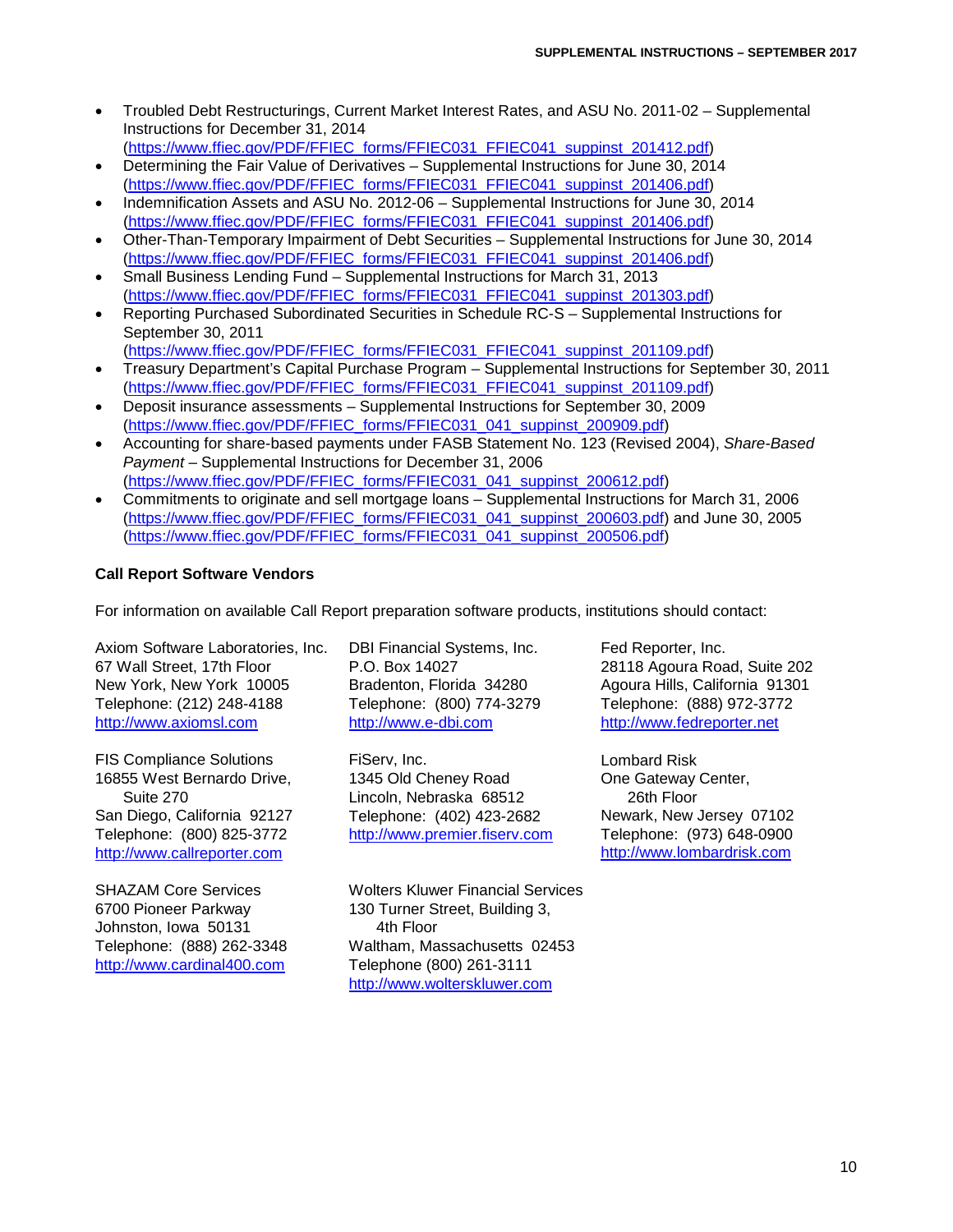- Troubled Debt Restructurings, Current Market Interest Rates, and ASU No. 2011-02 – Supplemental Instructions for December 31, 2014 (https://www.ffiec.gov/PDF/FFIEC_forms/FFIEC031_FFIEC041_suppinst_201412.pdf)
- Determining the Fair Value of Derivatives – Supplemental Instructions for June 30, 2014 (https://www.ffiec.gov/PDF/FFIEC_forms/FFIEC031_FFIEC041_suppinst_201406.pdf)
- Indemnification Assets and ASU No. 2012-06 – Supplemental Instructions for June 30, 2014 (https://www.ffiec.gov/PDF/FFIEC_forms/FFIEC031_FFIEC041_suppinst_201406.pdf)
- Other-Than-Temporary Impairment of Debt Securities – Supplemental Instructions for June 30, 2014 (https://www.ffiec.gov/PDF/FFIEC_forms/FFIEC031_FFIEC041_suppinst_201406.pdf)
- Small Business Lending Fund – Supplemental Instructions for March 31, 2013 (https://www.ffiec.gov/PDF/FFIEC_forms/FFIEC031_FFIEC041_suppinst_201303.pdf)
- Reporting Purchased Subordinated Securities in Schedule RC-S – Supplemental Instructions for September 30, 2011 (https://www.ffiec.gov/PDF/FFIEC_forms/FFIEC031_FFIEC041_suppinst_201109.pdf)
- Treasury Department's Capital Purchase Program – Supplemental Instructions for September 30, 2011 (https://www.ffiec.gov/PDF/FFIEC_forms/FFIEC031_FFIEC041_suppinst_201109.pdf)
- Deposit insurance assessments – Supplemental Instructions for September 30, 2009 (https://www.ffiec.gov/PDF/FFIEC_forms/FFIEC031_041_suppinst_200909.pdf)
- Accounting for share-based payments under FASB Statement No. 123 (Revised 2004), *Share-Based Payment* – Supplemental Instructions for December 31, 2006 (https://www.ffiec.gov/PDF/FFIEC_forms/FFIEC031_041_suppinst_200612.pdf)
- Commitments to originate and sell mortgage loans – Supplemental Instructions for March 31, 2006 (https://www.ffiec.gov/PDF/FFIEC_forms/FFIEC031_041_suppinst_200603.pdf) and June 30, 2005 (https://www.ffiec.gov/PDF/FFIEC_forms/FFIEC031_041_suppinst_200506.pdf)

**Call Report Software Vendors**

For information on available Call Report preparation software products, institutions should contact:

Axiom Software Laboratories, Inc.
67 Wall Street, 17th Floor
New York, New York 10005
Telephone: (212) 248-4188
http://www.axiomsl.com

DBI Financial Systems, Inc.
P.O. Box 14027
Bradenton, Florida 34280
Telephone: (800) 774-3279
http://www.e-dbi.com

Fed Reporter, Inc.
28118 Agoura Road, Suite 202
Agoura Hills, California 91301
Telephone: (888) 972-3772
http://www.fedreporter.net

FIS Compliance Solutions
16855 West Bernardo Drive, Suite 270
San Diego, California 92127
Telephone: (800) 825-3772
http://www.callreporter.com

FiServ, Inc.
1345 Old Cheney Road
Lincoln, Nebraska 68512
Telephone: (402) 423-2682
http://www.premier.fiserv.com

Lombard Risk
One Gateway Center, 26th Floor
Newark, New Jersey 07102
Telephone: (973) 648-0900
http://www.lombardrisk.com

SHAZAM Core Services
6700 Pioneer Parkway
Johnston, Iowa 50131
Telephone: (888) 262-3348
http://www.cardinal400.com

Wolters Kluwer Financial Services
130 Turner Street, Building 3, 4th Floor
Waltham, Massachusetts 02453
Telephone (800) 261-3111
http://www.wolterskluwer.com